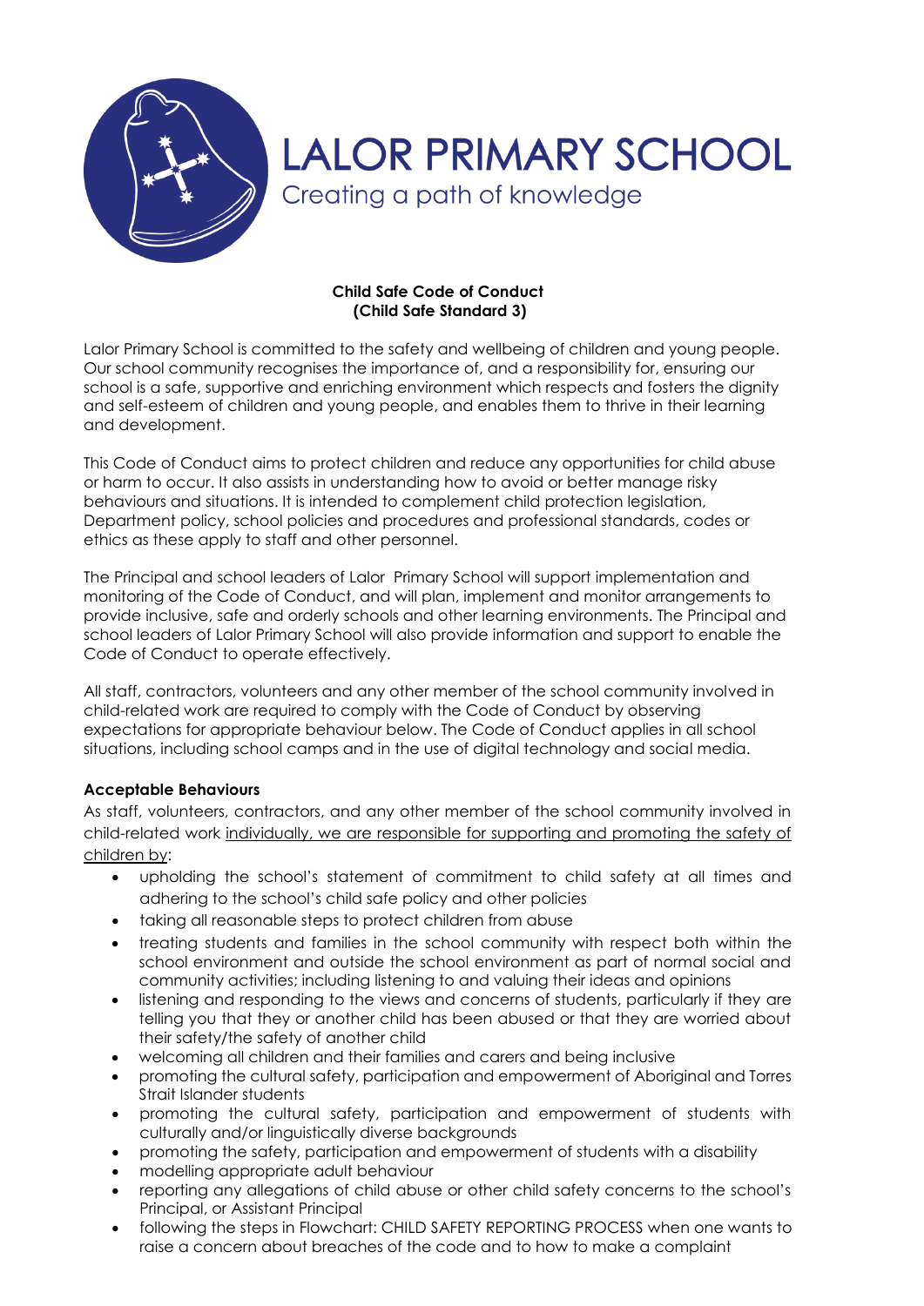# LALOR PRIMARY SCHOOL

Creating a path of knowledge

**Child Safe Code of Conduct**
**(Child Safe Standard 3)**

Lalor Primary School is committed to the safety and wellbeing of children and young people. Our school community recognises the importance of, and a responsibility for, ensuring our school is a safe, supportive and enriching environment which respects and fosters the dignity and self-esteem of children and young people, and enables them to thrive in their learning and development.

This Code of Conduct aims to protect children and reduce any opportunities for child abuse or harm to occur. It also assists in understanding how to avoid or better manage risky behaviours and situations. It is intended to complement child protection legislation, Department policy, school policies and procedures and professional standards, codes or ethics as these apply to staff and other personnel.

The Principal and school leaders of Lalor Primary School will support implementation and monitoring of the Code of Conduct, and will plan, implement and monitor arrangements to provide inclusive, safe and orderly schools and other learning environments. The Principal and school leaders of Lalor Primary School will also provide information and support to enable the Code of Conduct to operate effectively.

All staff, contractors, volunteers and any other member of the school community involved in child-related work are required to comply with the Code of Conduct by observing expectations for appropriate behaviour below. The Code of Conduct applies in all school situations, including school camps and in the use of digital technology and social media.

**Acceptable Behaviours**

As staff, volunteers, contractors, and any other member of the school community involved in child-related work individually, we are responsible for supporting and promoting the safety of children by:

- upholding the school's statement of commitment to child safety at all times and adhering to the school's child safe policy and other policies
- taking all reasonable steps to protect children from abuse
- treating students and families in the school community with respect both within the school environment and outside the school environment as part of normal social and community activities; including listening to and valuing their ideas and opinions
- listening and responding to the views and concerns of students, particularly if they are telling you that they or another child has been abused or that they are worried about their safety/the safety of another child
- welcoming all children and their families and carers and being inclusive
- promoting the cultural safety, participation and empowerment of Aboriginal and Torres Strait Islander students
- promoting the cultural safety, participation and empowerment of students with culturally and/or linguistically diverse backgrounds
- promoting the safety, participation and empowerment of students with a disability
- modelling appropriate adult behaviour
- reporting any allegations of child abuse or other child safety concerns to the school's Principal, or Assistant Principal
- following the steps in Flowchart: CHILD SAFETY REPORTING PROCESS when one wants to raise a concern about breaches of the code and to how to make a complaint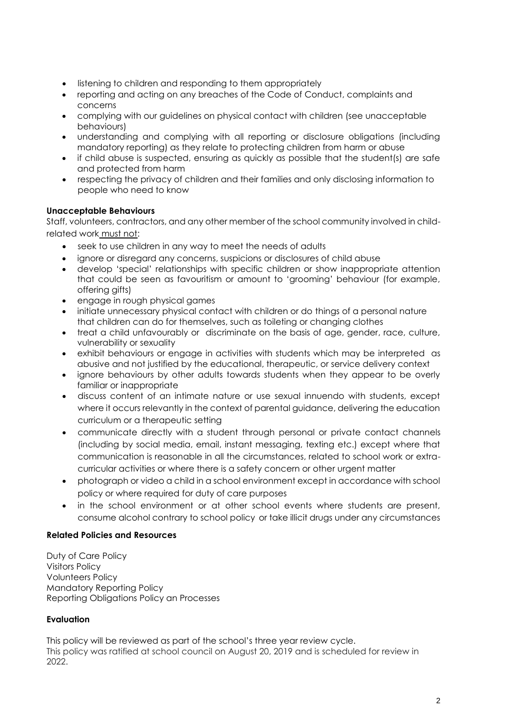- listening to children and responding to them appropriately
- reporting and acting on any breaches of the Code of Conduct, complaints and concerns
- complying with our guidelines on physical contact with children (see unacceptable behaviours)
- understanding and complying with all reporting or disclosure obligations (including mandatory reporting) as they relate to protecting children from harm or abuse
- if child abuse is suspected, ensuring as quickly as possible that the student(s) are safe and protected from harm
- respecting the privacy of children and their families and only disclosing information to people who need to know

**Unacceptable Behaviours**

Staff, volunteers, contractors, and any other member of the school community involved in child-related work must not:

- seek to use children in any way to meet the needs of adults
- ignore or disregard any concerns, suspicions or disclosures of child abuse
- develop 'special' relationships with specific children or show inappropriate attention that could be seen as favouritism or amount to 'grooming' behaviour (for example, offering gifts)
- engage in rough physical games
- initiate unnecessary physical contact with children or do things of a personal nature that children can do for themselves, such as toileting or changing clothes
- treat a child unfavourably or discriminate on the basis of age, gender, race, culture, vulnerability or sexuality
- exhibit behaviours or engage in activities with students which may be interpreted as abusive and not justified by the educational, therapeutic, or service delivery context
- ignore behaviours by other adults towards students when they appear to be overly familiar or inappropriate
- discuss content of an intimate nature or use sexual innuendo with students, except where it occurs relevantly in the context of parental guidance, delivering the education curriculum or a therapeutic setting
- communicate directly with a student through personal or private contact channels (including by social media, email, instant messaging, texting etc.) except where that communication is reasonable in all the circumstances, related to school work or extra-curricular activities or where there is a safety concern or other urgent matter
- photograph or video a child in a school environment except in accordance with school policy or where required for duty of care purposes
- in the school environment or at other school events where students are present, consume alcohol contrary to school policy or take illicit drugs under any circumstances

**Related Policies and Resources**

Duty of Care Policy
Visitors Policy
Volunteers Policy
Mandatory Reporting Policy
Reporting Obligations Policy an Processes

**Evaluation**

This policy will be reviewed as part of the school's three year review cycle.
This policy was ratified at school council on August 20, 2019 and is scheduled for review in 2022.